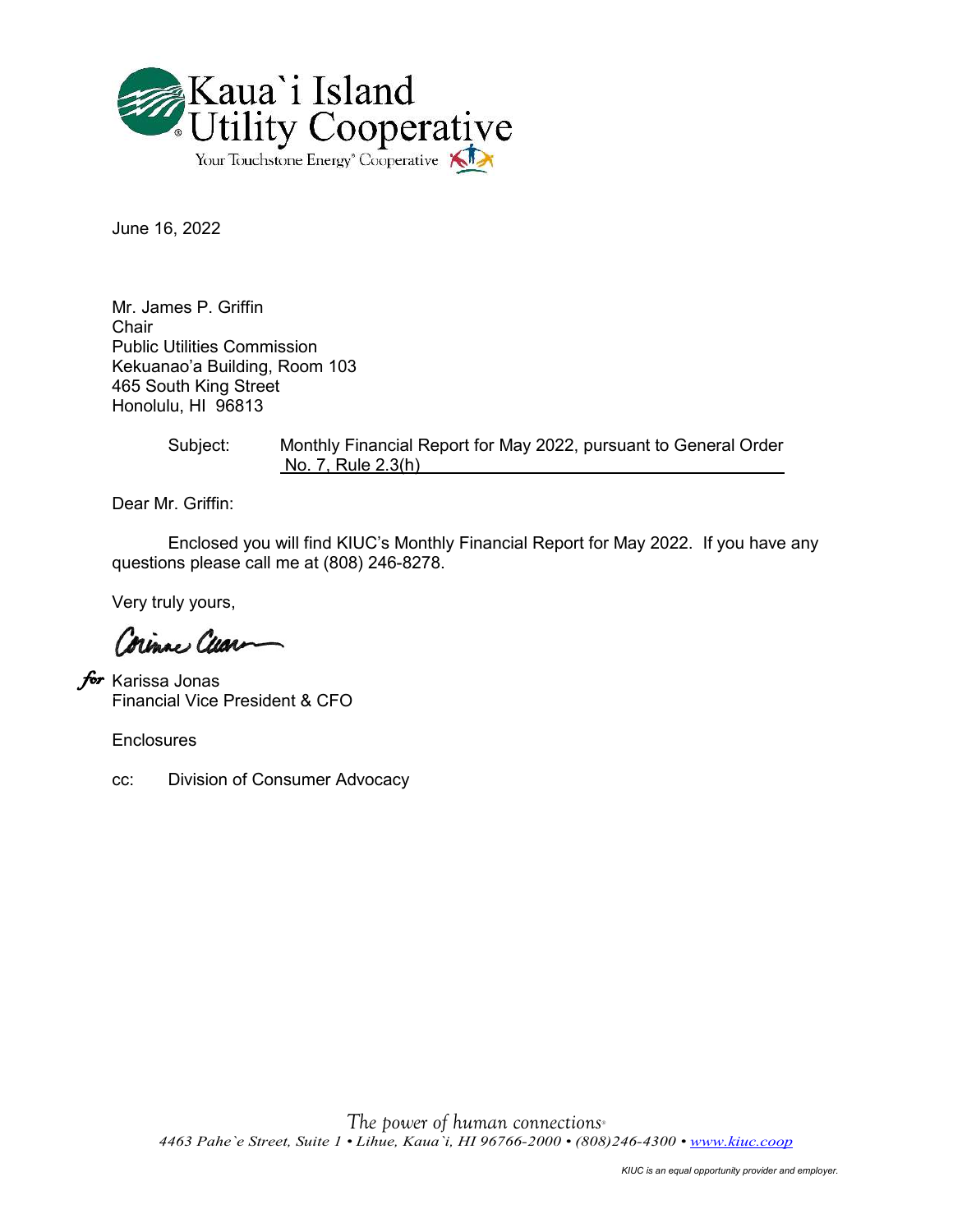Kaua`i Island Utility Cooperative

Your Touchstone Energy® Cooperative

June 16, 2022

Mr. James P. Griffin  
Chair  
Public Utilities Commission  
Kekuanao'a Building, Room 103  
465 South King Street  
Honolulu, HI 96813

Subject: Monthly Financial Report for May 2022, pursuant to General Order No. 7, Rule 2.3(h)

Dear Mr. Griffin:

Enclosed you will find KIUC's Monthly Financial Report for May 2022. If you have any questions please call me at (808) 246-8278.

Very truly yours,

*for* Karissa Jonas  
Financial Vice President & CFO

Enclosures

cc: Division of Consumer Advocacy

*The power of human connections*

*4463 Pahe`e Street, Suite 1 • Lihue, Kaua`i, HI 96766-2000 • (808)246-4300 • www.kiuc.coop*

*KIUC is an equal opportunity provider and employer.*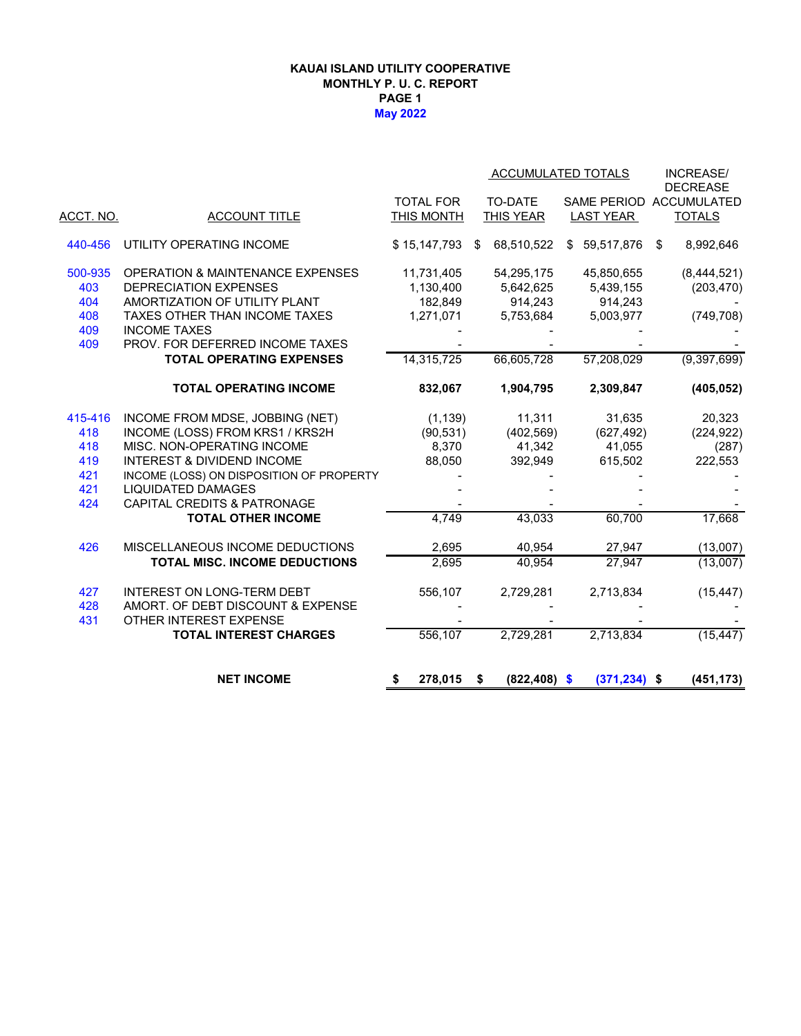# KAUAI ISLAND UTILITY COOPERATIVE
## MONTHLY P. U. C. REPORT
## PAGE 1
## May 2022

| ACCT. NO. | ACCOUNT TITLE | TOTAL FOR THIS MONTH | ACCUMULATED TOTALS TO-DATE THIS YEAR | ACCUMULATED TOTALS SAME PERIOD LAST YEAR | INCREASE/ DECREASE ACCUMULATED TOTALS |
|---|---|---|---|---|---|
| 440-456 | UTILITY OPERATING INCOME | $ 15,147,793 | $ 68,510,522 | $ 59,517,876 | $ 8,992,646 |
| 500-935 | OPERATION & MAINTENANCE EXPENSES | 11,731,405 | 54,295,175 | 45,850,655 | (8,444,521) |
| 403 | DEPRECIATION EXPENSES | 1,130,400 | 5,642,625 | 5,439,155 | (203,470) |
| 404 | AMORTIZATION OF UTILITY PLANT | 182,849 | 914,243 | 914,243 | - |
| 408 | TAXES OTHER THAN INCOME TAXES | 1,271,071 | 5,753,684 | 5,003,977 | (749,708) |
| 409 | INCOME TAXES | - | - | - | - |
| 409 | PROV. FOR DEFERRED INCOME TAXES | - | - | - | - |
| | **TOTAL OPERATING EXPENSES** | 14,315,725 | 66,605,728 | 57,208,029 | (9,397,699) |
| | **TOTAL OPERATING INCOME** | **832,067** | **1,904,795** | **2,309,847** | **(405,052)** |
| 415-416 | INCOME FROM MDSE, JOBBING (NET) | (1,139) | 11,311 | 31,635 | 20,323 |
| 418 | INCOME (LOSS) FROM KRS1 / KRS2H | (90,531) | (402,569) | (627,492) | (224,922) |
| 418 | MISC. NON-OPERATING INCOME | 8,370 | 41,342 | 41,055 | (287) |
| 419 | INTEREST & DIVIDEND INCOME | 88,050 | 392,949 | 615,502 | 222,553 |
| 421 | INCOME (LOSS) ON DISPOSITION OF PROPERTY | - | - | - | - |
| 421 | LIQUIDATED DAMAGES | - | - | - | - |
| 424 | CAPITAL CREDITS & PATRONAGE | - | - | - | - |
| | **TOTAL OTHER INCOME** | 4,749 | 43,033 | 60,700 | 17,668 |
| 426 | MISCELLANEOUS INCOME DEDUCTIONS | 2,695 | 40,954 | 27,947 | (13,007) |
| | **TOTAL MISC. INCOME DEDUCTIONS** | 2,695 | 40,954 | 27,947 | (13,007) |
| 427 | INTEREST ON LONG-TERM DEBT | 556,107 | 2,729,281 | 2,713,834 | (15,447) |
| 428 | AMORT. OF DEBT DISCOUNT & EXPENSE | - | - | - | - |
| 431 | OTHER INTEREST EXPENSE | - | - | - | - |
| | **TOTAL INTEREST CHARGES** | 556,107 | 2,729,281 | 2,713,834 | (15,447) |
| | **NET INCOME** | **$ 278,015** | **$ (822,408)** | **$ (371,234)** | **$ (451,173)** |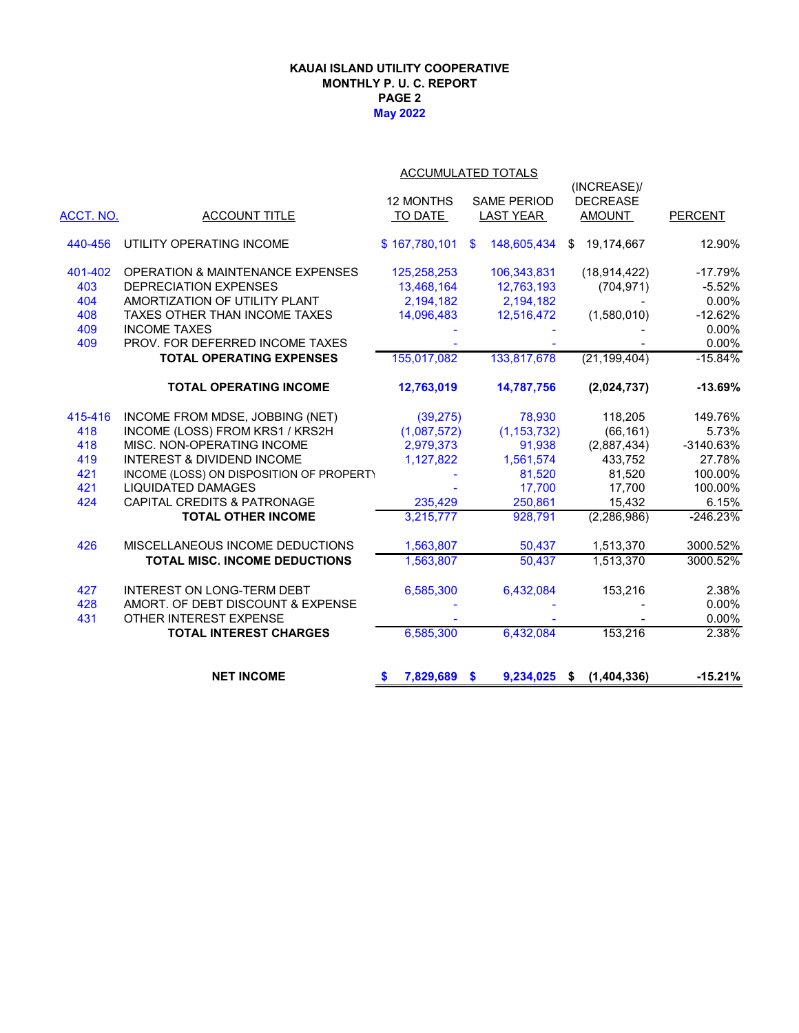**KAUAI ISLAND UTILITY COOPERATIVE**
**MONTHLY P. U. C. REPORT**
**PAGE 2**
**May 2022**

| ACCT. NO. | ACCOUNT TITLE | ACCUMULATED TOTALS 12 MONTHS TO DATE | SAME PERIOD LAST YEAR | (INCREASE)/ DECREASE AMOUNT | PERCENT |
|---|---|---|---|---|---|
| 440-456 | UTILITY OPERATING INCOME | $ 167,780,101 | $ 148,605,434 | $ 19,174,667 | 12.90% |
| 401-402 | OPERATION & MAINTENANCE EXPENSES | 125,258,253 | 106,343,831 | (18,914,422) | -17.79% |
| 403 | DEPRECIATION EXPENSES | 13,468,164 | 12,763,193 | (704,971) | -5.52% |
| 404 | AMORTIZATION OF UTILITY PLANT | 2,194,182 | 2,194,182 | - | 0.00% |
| 408 | TAXES OTHER THAN INCOME TAXES | 14,096,483 | 12,516,472 | (1,580,010) | -12.62% |
| 409 | INCOME TAXES | - | - | - | 0.00% |
| 409 | PROV. FOR DEFERRED INCOME TAXES | - | - | - | 0.00% |
| | **TOTAL OPERATING EXPENSES** | 155,017,082 | 133,817,678 | (21,199,404) | -15.84% |
| | **TOTAL OPERATING INCOME** | **12,763,019** | **14,787,756** | **(2,024,737)** | **-13.69%** |
| 415-416 | INCOME FROM MDSE, JOBBING (NET) | (39,275) | 78,930 | 118,205 | 149.76% |
| 418 | INCOME (LOSS) FROM KRS1 / KRS2H | (1,087,572) | (1,153,732) | (66,161) | 5.73% |
| 418 | MISC. NON-OPERATING INCOME | 2,979,373 | 91,938 | (2,887,434) | -3140.63% |
| 419 | INTEREST & DIVIDEND INCOME | 1,127,822 | 1,561,574 | 433,752 | 27.78% |
| 421 | INCOME (LOSS) ON DISPOSITION OF PROPERTY | - | 81,520 | 81,520 | 100.00% |
| 421 | LIQUIDATED DAMAGES | - | 17,700 | 17,700 | 100.00% |
| 424 | CAPITAL CREDITS & PATRONAGE | 235,429 | 250,861 | 15,432 | 6.15% |
| | **TOTAL OTHER INCOME** | 3,215,777 | 928,791 | (2,286,986) | -246.23% |
| 426 | MISCELLANEOUS INCOME DEDUCTIONS | 1,563,807 | 50,437 | 1,513,370 | 3000.52% |
| | **TOTAL MISC. INCOME DEDUCTIONS** | 1,563,807 | 50,437 | 1,513,370 | 3000.52% |
| 427 | INTEREST ON LONG-TERM DEBT | 6,585,300 | 6,432,084 | 153,216 | 2.38% |
| 428 | AMORT. OF DEBT DISCOUNT & EXPENSE | - | - | - | 0.00% |
| 431 | OTHER INTEREST EXPENSE | - | - | - | 0.00% |
| | **TOTAL INTEREST CHARGES** | 6,585,300 | 6,432,084 | 153,216 | 2.38% |
| | **NET INCOME** | **$ 7,829,689** | **$ 9,234,025** | **$ (1,404,336)** | **-15.21%** |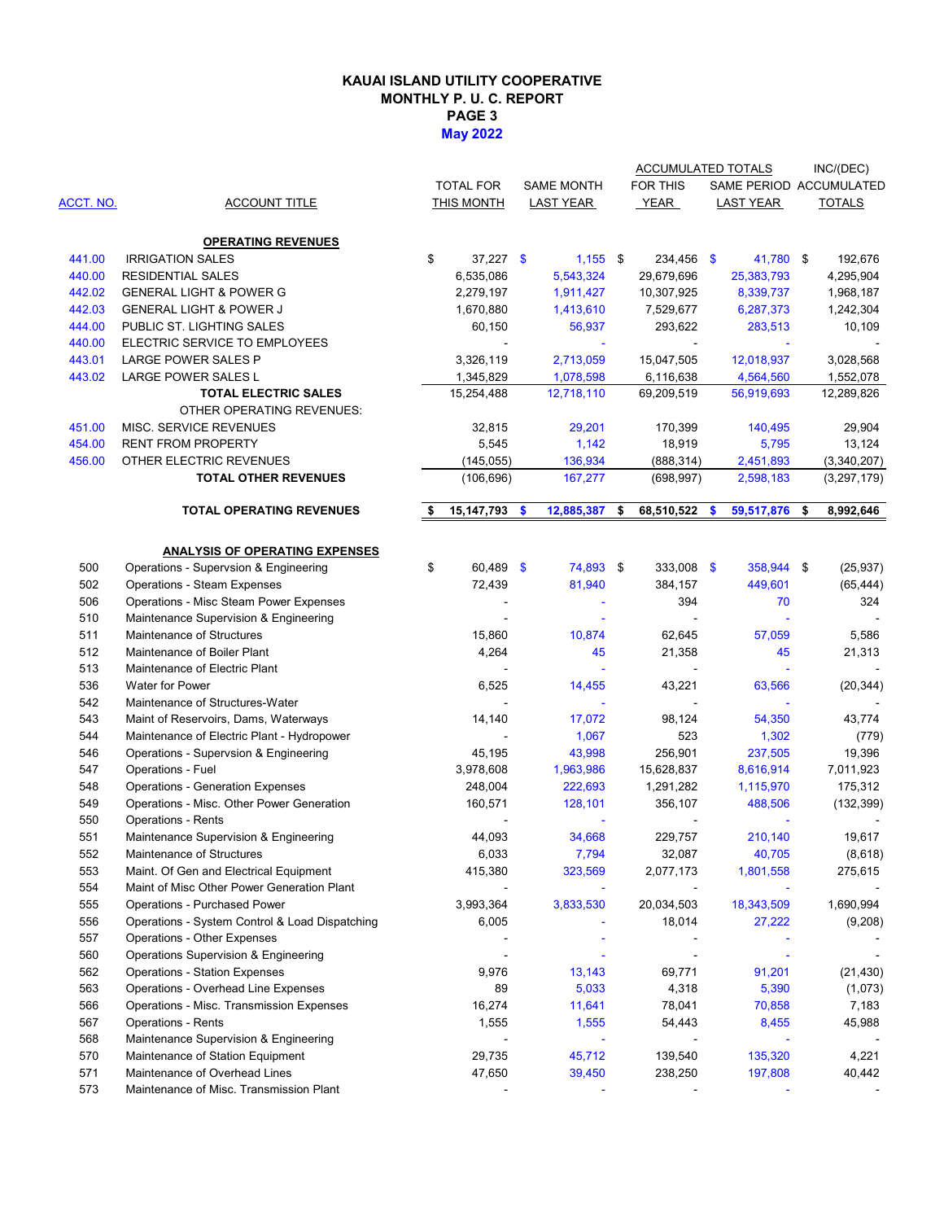# KAUAI ISLAND UTILITY COOPERATIVE
## MONTHLY P. U. C. REPORT
### PAGE 3
### May 2022

| ACCT. NO. | ACCOUNT TITLE | TOTAL FOR THIS MONTH | SAME MONTH LAST YEAR | ACCUMULATED TOTALS FOR THIS YEAR | ACCUMULATED TOTALS SAME PERIOD LAST YEAR | INC/(DEC) ACCUMULATED TOTALS |
|---|---|---|---|---|---|---|
| | **OPERATING REVENUES** | | | | | |
| 441.00 | IRRIGATION SALES | $ 37,227 | $ 1,155 | $ 234,456 | $ 41,780 | $ 192,676 |
| 440.00 | RESIDENTIAL SALES | 6,535,086 | 5,543,324 | 29,679,696 | 25,383,793 | 4,295,904 |
| 442.02 | GENERAL LIGHT & POWER G | 2,279,197 | 1,911,427 | 10,307,925 | 8,339,737 | 1,968,187 |
| 442.03 | GENERAL LIGHT & POWER J | 1,670,880 | 1,413,610 | 7,529,677 | 6,287,373 | 1,242,304 |
| 444.00 | PUBLIC ST. LIGHTING SALES | 60,150 | 56,937 | 293,622 | 283,513 | 10,109 |
| 440.00 | ELECTRIC SERVICE TO EMPLOYEES | - | - | - | - | - |
| 443.01 | LARGE POWER SALES P | 3,326,119 | 2,713,059 | 15,047,505 | 12,018,937 | 3,028,568 |
| 443.02 | LARGE POWER SALES L | 1,345,829 | 1,078,598 | 6,116,638 | 4,564,560 | 1,552,078 |
| | **TOTAL ELECTRIC SALES** | 15,254,488 | 12,718,110 | 69,209,519 | 56,919,693 | 12,289,826 |
| | OTHER OPERATING REVENUES: | | | | | |
| 451.00 | MISC. SERVICE REVENUES | 32,815 | 29,201 | 170,399 | 140,495 | 29,904 |
| 454.00 | RENT FROM PROPERTY | 5,545 | 1,142 | 18,919 | 5,795 | 13,124 |
| 456.00 | OTHER ELECTRIC REVENUES | (145,055) | 136,934 | (888,314) | 2,451,893 | (3,340,207) |
| | **TOTAL OTHER REVENUES** | (106,696) | 167,277 | (698,997) | 2,598,183 | (3,297,179) |
| | **TOTAL OPERATING REVENUES** | **$ 15,147,793** | **$ 12,885,387** | **$ 68,510,522** | **$ 59,517,876** | **$ 8,992,646** |
| | **ANALYSIS OF OPERATING EXPENSES** | | | | | |
| 500 | Operations - Supervsion & Engineering | $ 60,489 | $ 74,893 | $ 333,008 | $ 358,944 | $ (25,937) |
| 502 | Operations - Steam Expenses | 72,439 | 81,940 | 384,157 | 449,601 | (65,444) |
| 506 | Operations - Misc Steam Power Expenses | - | - | 394 | 70 | 324 |
| 510 | Maintenance Supervision & Engineering | - | - | - | - | - |
| 511 | Maintenance of Structures | 15,860 | 10,874 | 62,645 | 57,059 | 5,586 |
| 512 | Maintenance of Boiler Plant | 4,264 | 45 | 21,358 | 45 | 21,313 |
| 513 | Maintenance of Electric Plant | - | - | - | - | - |
| 536 | Water for Power | 6,525 | 14,455 | 43,221 | 63,566 | (20,344) |
| 542 | Maintenance of Structures-Water | - | - | - | - | - |
| 543 | Maint of Reservoirs, Dams, Waterways | 14,140 | 17,072 | 98,124 | 54,350 | 43,774 |
| 544 | Maintenance of Electric Plant - Hydropower | - | 1,067 | 523 | 1,302 | (779) |
| 546 | Operations - Supervsion & Engineering | 45,195 | 43,998 | 256,901 | 237,505 | 19,396 |
| 547 | Operations - Fuel | 3,978,608 | 1,963,986 | 15,628,837 | 8,616,914 | 7,011,923 |
| 548 | Operations - Generation Expenses | 248,004 | 222,693 | 1,291,282 | 1,115,970 | 175,312 |
| 549 | Operations - Misc. Other Power Generation | 160,571 | 128,101 | 356,107 | 488,506 | (132,399) |
| 550 | Operations - Rents | - | - | - | - | - |
| 551 | Maintenance Supervision & Engineering | 44,093 | 34,668 | 229,757 | 210,140 | 19,617 |
| 552 | Maintenance of Structures | 6,033 | 7,794 | 32,087 | 40,705 | (8,618) |
| 553 | Maint. Of Gen and Electrical Equipment | 415,380 | 323,569 | 2,077,173 | 1,801,558 | 275,615 |
| 554 | Maint of Misc Other Power Generation Plant | - | - | - | - | - |
| 555 | Operations - Purchased Power | 3,993,364 | 3,833,530 | 20,034,503 | 18,343,509 | 1,690,994 |
| 556 | Operations - System Control & Load Dispatching | 6,005 | - | 18,014 | 27,222 | (9,208) |
| 557 | Operations - Other Expenses | - | - | - | - | - |
| 560 | Operations Supervision & Engineering | - | - | - | - | - |
| 562 | Operations - Station Expenses | 9,976 | 13,143 | 69,771 | 91,201 | (21,430) |
| 563 | Operations - Overhead Line Expenses | 89 | 5,033 | 4,318 | 5,390 | (1,073) |
| 566 | Operations - Misc. Transmission Expenses | 16,274 | 11,641 | 78,041 | 70,858 | 7,183 |
| 567 | Operations - Rents | 1,555 | 1,555 | 54,443 | 8,455 | 45,988 |
| 568 | Maintenance Supervision & Engineering | - | - | - | - | - |
| 570 | Maintenance of Station Equipment | 29,735 | 45,712 | 139,540 | 135,320 | 4,221 |
| 571 | Maintenance of Overhead Lines | 47,650 | 39,450 | 238,250 | 197,808 | 40,442 |
| 573 | Maintenance of Misc. Transmission Plant | - | - | - | - | - |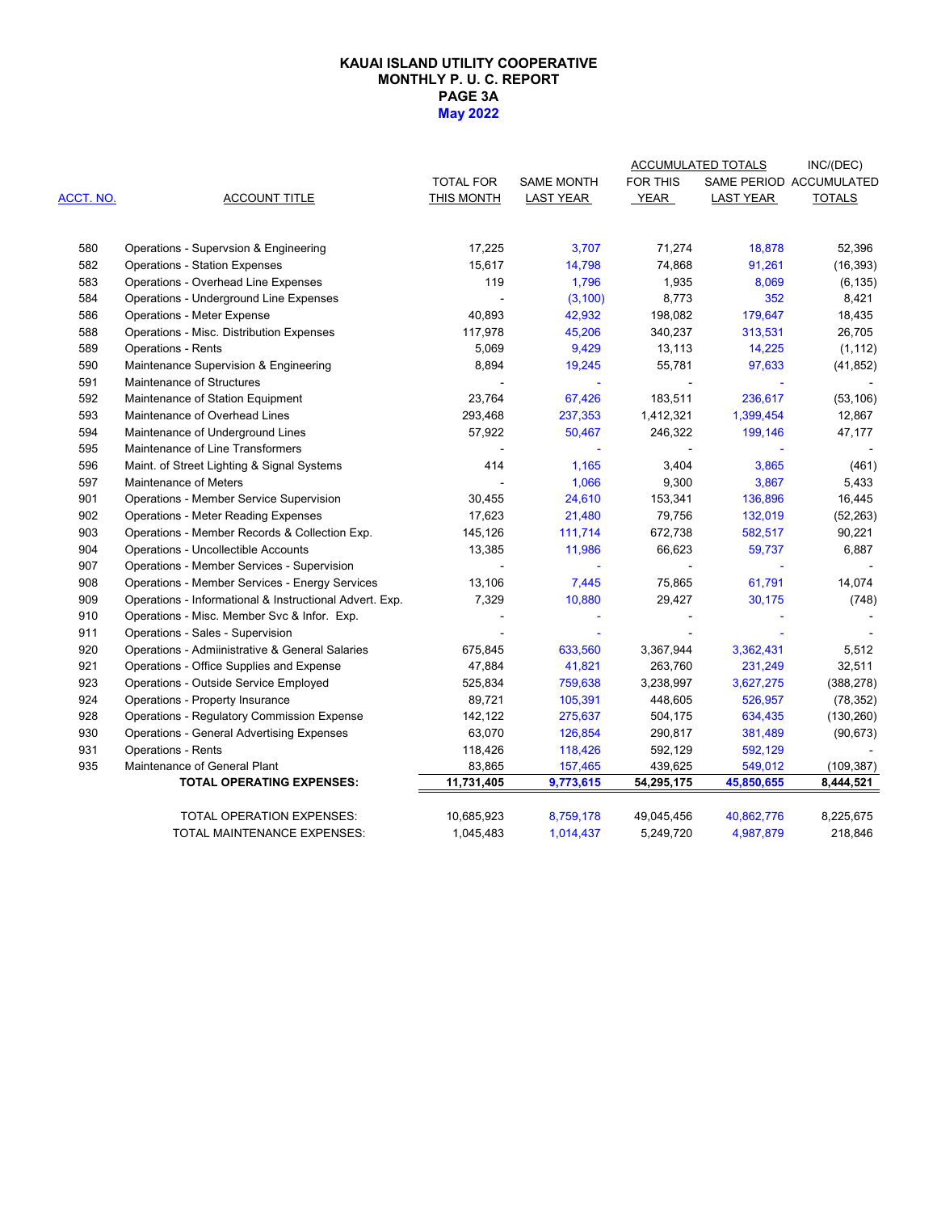# KAUAI ISLAND UTILITY COOPERATIVE
## MONTHLY P. U. C. REPORT
### PAGE 3A
### May 2022

| ACCT. NO. | ACCOUNT TITLE | TOTAL FOR THIS MONTH | SAME MONTH LAST YEAR | ACCUMULATED TOTALS FOR THIS YEAR | ACCUMULATED TOTALS SAME PERIOD LAST YEAR | INC/(DEC) ACCUMULATED TOTALS |
|---|---|---|---|---|---|---|
| 580 | Operations - Supervsion & Engineering | 17,225 | 3,707 | 71,274 | 18,878 | 52,396 |
| 582 | Operations - Station Expenses | 15,617 | 14,798 | 74,868 | 91,261 | (16,393) |
| 583 | Operations - Overhead Line Expenses | 119 | 1,796 | 1,935 | 8,069 | (6,135) |
| 584 | Operations - Underground Line Expenses | - | (3,100) | 8,773 | 352 | 8,421 |
| 586 | Operations - Meter Expense | 40,893 | 42,932 | 198,082 | 179,647 | 18,435 |
| 588 | Operations - Misc. Distribution Expenses | 117,978 | 45,206 | 340,237 | 313,531 | 26,705 |
| 589 | Operations - Rents | 5,069 | 9,429 | 13,113 | 14,225 | (1,112) |
| 590 | Maintenance Supervision & Engineering | 8,894 | 19,245 | 55,781 | 97,633 | (41,852) |
| 591 | Maintenance of Structures | - | - | - | - | - |
| 592 | Maintenance of Station Equipment | 23,764 | 67,426 | 183,511 | 236,617 | (53,106) |
| 593 | Maintenance of Overhead Lines | 293,468 | 237,353 | 1,412,321 | 1,399,454 | 12,867 |
| 594 | Maintenance of Underground Lines | 57,922 | 50,467 | 246,322 | 199,146 | 47,177 |
| 595 | Maintenance of Line Transformers | - | - | - | - | - |
| 596 | Maint. of Street Lighting & Signal Systems | 414 | 1,165 | 3,404 | 3,865 | (461) |
| 597 | Maintenance of Meters | - | 1,066 | 9,300 | 3,867 | 5,433 |
| 901 | Operations - Member Service Supervision | 30,455 | 24,610 | 153,341 | 136,896 | 16,445 |
| 902 | Operations - Meter Reading Expenses | 17,623 | 21,480 | 79,756 | 132,019 | (52,263) |
| 903 | Operations - Member Records & Collection Exp. | 145,126 | 111,714 | 672,738 | 582,517 | 90,221 |
| 904 | Operations - Uncollectible Accounts | 13,385 | 11,986 | 66,623 | 59,737 | 6,887 |
| 907 | Operations - Member Services - Supervision | - | - | - | - | - |
| 908 | Operations - Member Services - Energy Services | 13,106 | 7,445 | 75,865 | 61,791 | 14,074 |
| 909 | Operations - Informational & Instructional Advert. Exp. | 7,329 | 10,880 | 29,427 | 30,175 | (748) |
| 910 | Operations - Misc. Member Svc & Infor. Exp. | - | - | - | - | - |
| 911 | Operations - Sales - Supervision | - | - | - | - | - |
| 920 | Operations - Admiinistrative & General Salaries | 675,845 | 633,560 | 3,367,944 | 3,362,431 | 5,512 |
| 921 | Operations - Office Supplies and Expense | 47,884 | 41,821 | 263,760 | 231,249 | 32,511 |
| 923 | Operations - Outside Service Employed | 525,834 | 759,638 | 3,238,997 | 3,627,275 | (388,278) |
| 924 | Operations - Property Insurance | 89,721 | 105,391 | 448,605 | 526,957 | (78,352) |
| 928 | Operations - Regulatory Commission Expense | 142,122 | 275,637 | 504,175 | 634,435 | (130,260) |
| 930 | Operations - General Advertising Expenses | 63,070 | 126,854 | 290,817 | 381,489 | (90,673) |
| 931 | Operations - Rents | 118,426 | 118,426 | 592,129 | 592,129 | - |
| 935 | Maintenance of General Plant | 83,865 | 157,465 | 439,625 | 549,012 | (109,387) |
| | **TOTAL OPERATING EXPENSES:** | **11,731,405** | **9,773,615** | **54,295,175** | **45,850,655** | **8,444,521** |
| | TOTAL OPERATION EXPENSES: | 10,685,923 | 8,759,178 | 49,045,456 | 40,862,776 | 8,225,675 |
| | TOTAL MAINTENANCE EXPENSES: | 1,045,483 | 1,014,437 | 5,249,720 | 4,987,879 | 218,846 |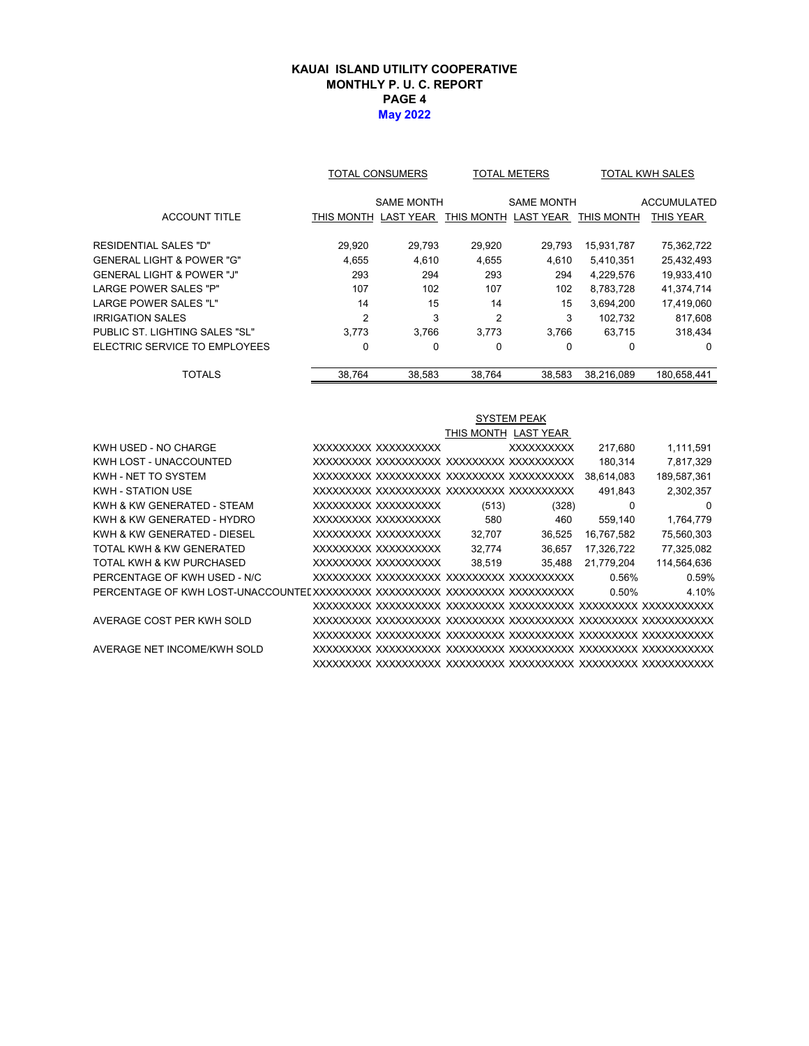# KAUAI ISLAND UTILITY COOPERATIVE
## MONTHLY P. U. C. REPORT
### PAGE 4
### May 2022

| ACCOUNT TITLE | TOTAL CONSUMERS THIS MONTH | TOTAL CONSUMERS SAME MONTH LAST YEAR | TOTAL METERS THIS MONTH | TOTAL METERS SAME MONTH LAST YEAR | TOTAL KWH SALES THIS MONTH | TOTAL KWH SALES ACCUMULATED THIS YEAR |
|---|---|---|---|---|---|---|
| RESIDENTIAL SALES "D" | 29,920 | 29,793 | 29,920 | 29,793 | 15,931,787 | 75,362,722 |
| GENERAL LIGHT & POWER "G" | 4,655 | 4,610 | 4,655 | 4,610 | 5,410,351 | 25,432,493 |
| GENERAL LIGHT & POWER "J" | 293 | 294 | 293 | 294 | 4,229,576 | 19,933,410 |
| LARGE POWER SALES "P" | 107 | 102 | 107 | 102 | 8,783,728 | 41,374,714 |
| LARGE POWER SALES "L" | 14 | 15 | 14 | 15 | 3,694,200 | 17,419,060 |
| IRRIGATION SALES | 2 | 3 | 2 | 3 | 102,732 | 817,608 |
| PUBLIC ST. LIGHTING SALES "SL" | 3,773 | 3,766 | 3,773 | 3,766 | 63,715 | 318,434 |
| ELECTRIC SERVICE TO EMPLOYEES | 0 | 0 | 0 | 0 | 0 | 0 |
| TOTALS | 38,764 | 38,583 | 38,764 | 38,583 | 38,216,089 | 180,658,441 |

| | | | SYSTEM PEAK THIS MONTH | SYSTEM PEAK LAST YEAR | | |
|---|---|---|---|---|---|---|
| KWH USED - NO CHARGE | XXXXXXXXX | XXXXXXXXXX | | XXXXXXXXXX | 217,680 | 1,111,591 |
| KWH LOST - UNACCOUNTED | XXXXXXXXX | XXXXXXXXXX | XXXXXXXXX | XXXXXXXXXX | 180,314 | 7,817,329 |
| KWH - NET TO SYSTEM | XXXXXXXXX | XXXXXXXXXX | XXXXXXXXX | XXXXXXXXXX | 38,614,083 | 189,587,361 |
| KWH - STATION USE | XXXXXXXXX | XXXXXXXXXX | XXXXXXXXX | XXXXXXXXXX | 491,843 | 2,302,357 |
| KWH & KW GENERATED - STEAM | XXXXXXXXX | XXXXXXXXXX | (513) | (328) | 0 | 0 |
| KWH & KW GENERATED - HYDRO | XXXXXXXXX | XXXXXXXXXX | 580 | 460 | 559,140 | 1,764,779 |
| KWH & KW GENERATED - DIESEL | XXXXXXXXX | XXXXXXXXXX | 32,707 | 36,525 | 16,767,582 | 75,560,303 |
| TOTAL KWH & KW GENERATED | XXXXXXXXX | XXXXXXXXXX | 32,774 | 36,657 | 17,326,722 | 77,325,082 |
| TOTAL KWH & KW PURCHASED | XXXXXXXXX | XXXXXXXXXX | 38,519 | 35,488 | 21,779,204 | 114,564,636 |
| PERCENTAGE OF KWH USED - N/C | XXXXXXXXX | XXXXXXXXXX | XXXXXXXXX | XXXXXXXXXX | 0.56% | 0.59% |
| PERCENTAGE OF KWH LOST-UNACCOUNTED | XXXXXXXXX | XXXXXXXXXX | XXXXXXXXX | XXXXXXXXXX | 0.50% | 4.10% |
| | XXXXXXXXX | XXXXXXXXXX | XXXXXXXXX | XXXXXXXXXX | XXXXXXXXX | XXXXXXXXXX |
| AVERAGE COST PER KWH SOLD | XXXXXXXXX | XXXXXXXXXX | XXXXXXXXX | XXXXXXXXXX | XXXXXXXXX | XXXXXXXXXX |
| | XXXXXXXXX | XXXXXXXXXX | XXXXXXXXX | XXXXXXXXXX | XXXXXXXXX | XXXXXXXXXX |
| AVERAGE NET INCOME/KWH SOLD | XXXXXXXXX | XXXXXXXXXX | XXXXXXXXX | XXXXXXXXXX | XXXXXXXXX | XXXXXXXXXX |
| | XXXXXXXXX | XXXXXXXXXX | XXXXXXXXX | XXXXXXXXXX | XXXXXXXXX | XXXXXXXXXX |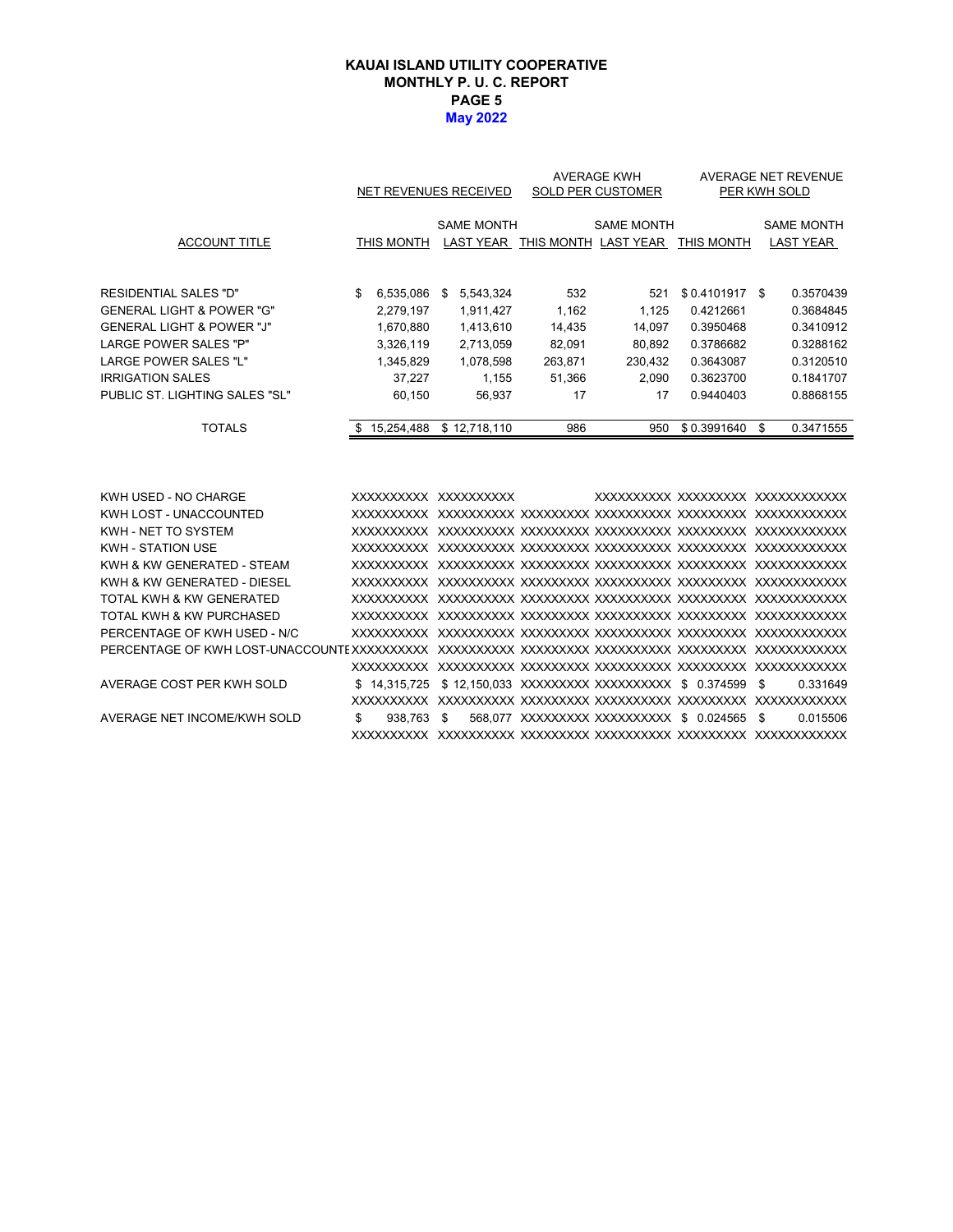# KAUAI ISLAND UTILITY COOPERATIVE
## MONTHLY P. U. C. REPORT
### PAGE 5
### May 2022

| ACCOUNT TITLE | NET REVENUES RECEIVED | | AVERAGE KWH SOLD PER CUSTOMER | | AVERAGE NET REVENUE PER KWH SOLD | |
|---|---|---|---|---|---|---|
| | THIS MONTH | SAME MONTH LAST YEAR | THIS MONTH | SAME MONTH LAST YEAR | THIS MONTH | SAME MONTH LAST YEAR |
| RESIDENTIAL SALES "D" | $ 6,535,086 | $ 5,543,324 | 532 | 521 | $ 0.4101917 | $ 0.3570439 |
| GENERAL LIGHT & POWER "G" | 2,279,197 | 1,911,427 | 1,162 | 1,125 | 0.4212661 | 0.3684845 |
| GENERAL LIGHT & POWER "J" | 1,670,880 | 1,413,610 | 14,435 | 14,097 | 0.3950468 | 0.3410912 |
| LARGE POWER SALES "P" | 3,326,119 | 2,713,059 | 82,091 | 80,892 | 0.3786682 | 0.3288162 |
| LARGE POWER SALES "L" | 1,345,829 | 1,078,598 | 263,871 | 230,432 | 0.3643087 | 0.3120510 |
| IRRIGATION SALES | 37,227 | 1,155 | 51,366 | 2,090 | 0.3623700 | 0.1841707 |
| PUBLIC ST. LIGHTING SALES "SL" | 60,150 | 56,937 | 17 | 17 | 0.9440403 | 0.8868155 |
| TOTALS | $ 15,254,488 | $ 12,718,110 | 986 | 950 | $ 0.3991640 | $ 0.3471555 |

| | | | | | | |
|---|---|---|---|---|---|---|
| KWH USED - NO CHARGE | XXXXXXXXXX | XXXXXXXXXX | | XXXXXXXXXX | XXXXXXXXX | XXXXXXXXXXX |
| KWH LOST - UNACCOUNTED | XXXXXXXXXX | XXXXXXXXXX | XXXXXXXXX | XXXXXXXXXX | XXXXXXXXX | XXXXXXXXXXX |
| KWH - NET TO SYSTEM | XXXXXXXXXX | XXXXXXXXXX | XXXXXXXXX | XXXXXXXXXX | XXXXXXXXX | XXXXXXXXXXX |
| KWH - STATION USE | XXXXXXXXXX | XXXXXXXXXX | XXXXXXXXX | XXXXXXXXXX | XXXXXXXXX | XXXXXXXXXXX |
| KWH & KW GENERATED - STEAM | XXXXXXXXXX | XXXXXXXXXX | XXXXXXXXX | XXXXXXXXXX | XXXXXXXXX | XXXXXXXXXXX |
| KWH & KW GENERATED - DIESEL | XXXXXXXXXX | XXXXXXXXXX | XXXXXXXXX | XXXXXXXXXX | XXXXXXXXX | XXXXXXXXXXX |
| TOTAL KWH & KW GENERATED | XXXXXXXXXX | XXXXXXXXXX | XXXXXXXXX | XXXXXXXXXX | XXXXXXXXX | XXXXXXXXXXX |
| TOTAL KWH & KW PURCHASED | XXXXXXXXXX | XXXXXXXXXX | XXXXXXXXX | XXXXXXXXXX | XXXXXXXXX | XXXXXXXXXXX |
| PERCENTAGE OF KWH USED - N/C | XXXXXXXXXX | XXXXXXXXXX | XXXXXXXXX | XXXXXXXXXX | XXXXXXXXX | XXXXXXXXXXX |
| PERCENTAGE OF KWH LOST-UNACCOUNTE | XXXXXXXXXX | XXXXXXXXXX | XXXXXXXXX | XXXXXXXXXX | XXXXXXXXX | XXXXXXXXXXX |
| | XXXXXXXXXX | XXXXXXXXXX | XXXXXXXXX | XXXXXXXXXX | XXXXXXXXX | XXXXXXXXXXX |
| AVERAGE COST PER KWH SOLD | $ 14,315,725 | $ 12,150,033 | XXXXXXXXX | XXXXXXXXXX | $ 0.374599 | $ 0.331649 |
| | XXXXXXXXXX | XXXXXXXXXX | XXXXXXXXX | XXXXXXXXXX | XXXXXXXXX | XXXXXXXXXXX |
| AVERAGE NET INCOME/KWH SOLD | $ 938,763 | $ 568,077 | XXXXXXXXX | XXXXXXXXXX | $ 0.024565 | $ 0.015506 |
| | XXXXXXXXXX | XXXXXXXXXX | XXXXXXXXX | XXXXXXXXXX | XXXXXXXXX | XXXXXXXXXXX |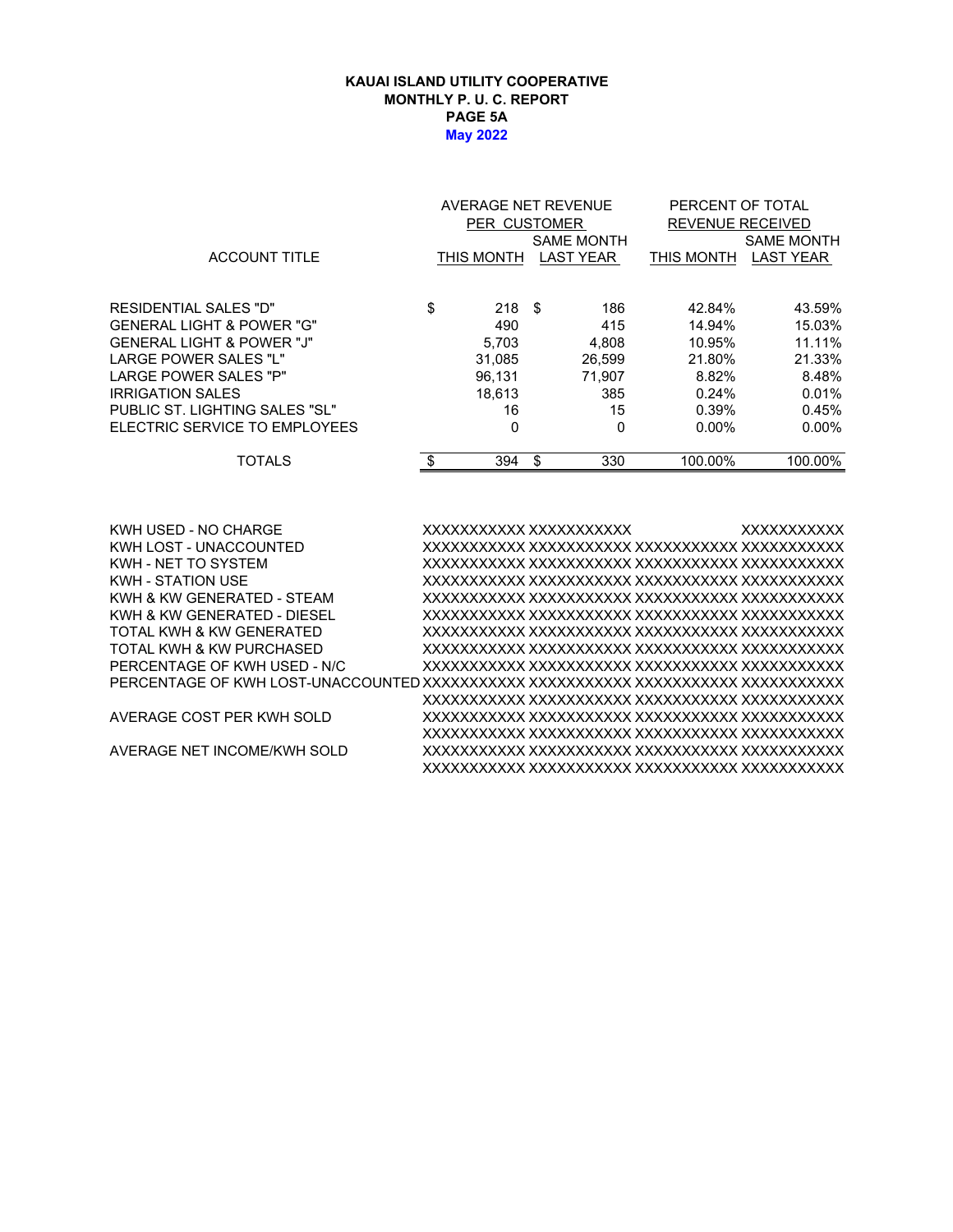**KAUAI ISLAND UTILITY COOPERATIVE**
**MONTHLY P. U. C. REPORT**
**PAGE 5A**
**May 2022**

| ACCOUNT TITLE | AVERAGE NET REVENUE PER CUSTOMER THIS MONTH | AVERAGE NET REVENUE PER CUSTOMER SAME MONTH LAST YEAR | PERCENT OF TOTAL REVENUE RECEIVED THIS MONTH | PERCENT OF TOTAL REVENUE RECEIVED SAME MONTH LAST YEAR |
|---|---|---|---|---|
| RESIDENTIAL SALES "D" | $ 218 | $ 186 | 42.84% | 43.59% |
| GENERAL LIGHT & POWER "G" | 490 | 415 | 14.94% | 15.03% |
| GENERAL LIGHT & POWER "J" | 5,703 | 4,808 | 10.95% | 11.11% |
| LARGE POWER SALES "L" | 31,085 | 26,599 | 21.80% | 21.33% |
| LARGE POWER SALES "P" | 96,131 | 71,907 | 8.82% | 8.48% |
| IRRIGATION SALES | 18,613 | 385 | 0.24% | 0.01% |
| PUBLIC ST. LIGHTING SALES "SL" | 16 | 15 | 0.39% | 0.45% |
| ELECTRIC SERVICE TO EMPLOYEES | 0 | 0 | 0.00% | 0.00% |
| TOTALS | $ 394 | $ 330 | 100.00% | 100.00% |

| | | | | |
|---|---|---|---|---|
| KWH USED - NO CHARGE | XXXXXXXXXXX | XXXXXXXXXXX | | XXXXXXXXXXX |
| KWH LOST - UNACCOUNTED | XXXXXXXXXXX | XXXXXXXXXXX | XXXXXXXXXXX | XXXXXXXXXXX |
| KWH - NET TO SYSTEM | XXXXXXXXXXX | XXXXXXXXXXX | XXXXXXXXXXX | XXXXXXXXXXX |
| KWH - STATION USE | XXXXXXXXXXX | XXXXXXXXXXX | XXXXXXXXXXX | XXXXXXXXXXX |
| KWH & KW GENERATED - STEAM | XXXXXXXXXXX | XXXXXXXXXXX | XXXXXXXXXXX | XXXXXXXXXXX |
| KWH & KW GENERATED - DIESEL | XXXXXXXXXXX | XXXXXXXXXXX | XXXXXXXXXXX | XXXXXXXXXXX |
| TOTAL KWH & KW GENERATED | XXXXXXXXXXX | XXXXXXXXXXX | XXXXXXXXXXX | XXXXXXXXXXX |
| TOTAL KWH & KW PURCHASED | XXXXXXXXXXX | XXXXXXXXXXX | XXXXXXXXXXX | XXXXXXXXXXX |
| PERCENTAGE OF KWH USED - N/C | XXXXXXXXXXX | XXXXXXXXXXX | XXXXXXXXXXX | XXXXXXXXXXX |
| PERCENTAGE OF KWH LOST-UNACCOUNTED | XXXXXXXXXXX | XXXXXXXXXXX | XXXXXXXXXXX | XXXXXXXXXXX |
| | XXXXXXXXXXX | XXXXXXXXXXX | XXXXXXXXXXX | XXXXXXXXXXX |
| AVERAGE COST PER KWH SOLD | XXXXXXXXXXX | XXXXXXXXXXX | XXXXXXXXXXX | XXXXXXXXXXX |
| | XXXXXXXXXXX | XXXXXXXXXXX | XXXXXXXXXXX | XXXXXXXXXXX |
| AVERAGE NET INCOME/KWH SOLD | XXXXXXXXXXX | XXXXXXXXXXX | XXXXXXXXXXX | XXXXXXXXXXX |
| | XXXXXXXXXXX | XXXXXXXXXXX | XXXXXXXXXXX | XXXXXXXXXXX |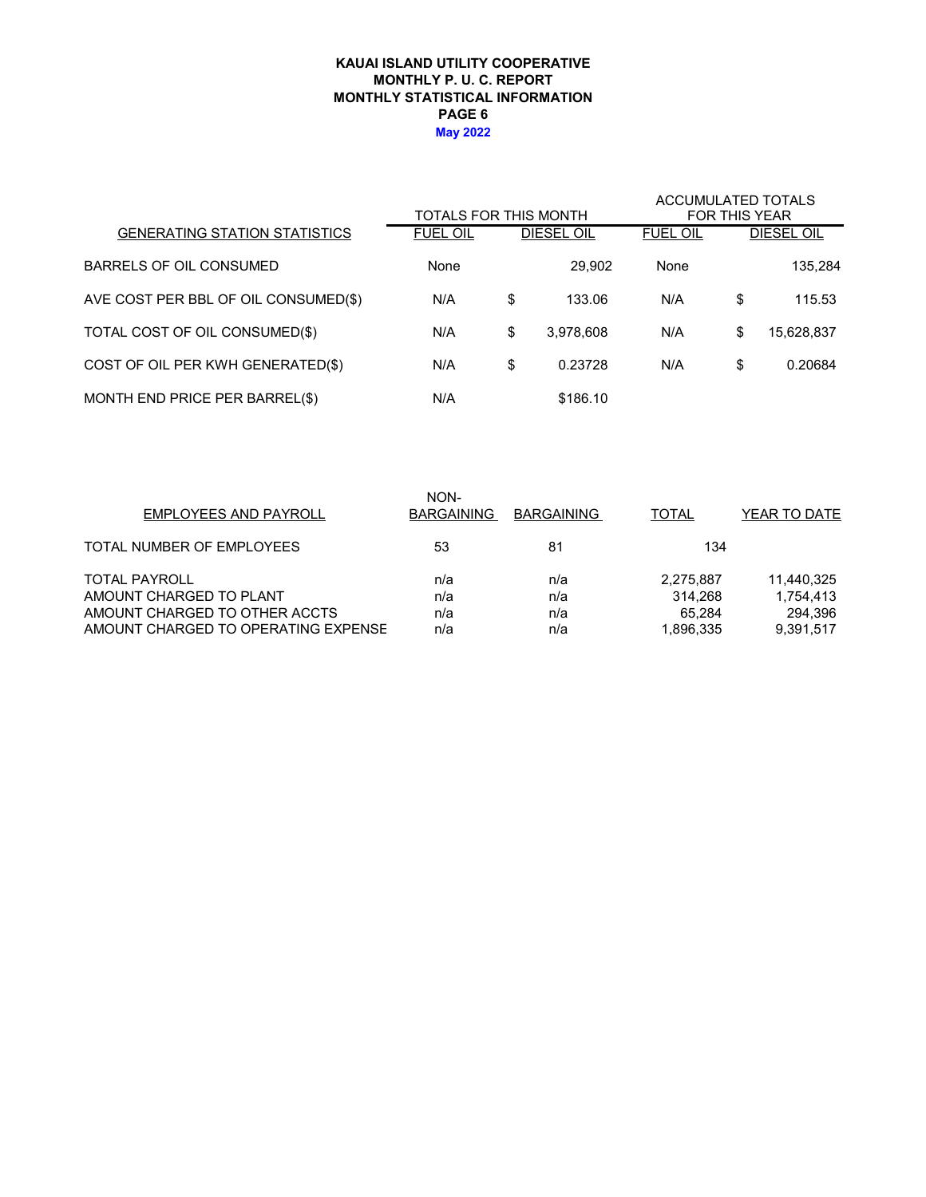**KAUAI ISLAND UTILITY COOPERATIVE**
**MONTHLY P. U. C. REPORT**
**MONTHLY STATISTICAL INFORMATION**
**PAGE 6**
**May 2022**

| | TOTALS FOR THIS MONTH | | ACCUMULATED TOTALS FOR THIS YEAR | |
|---|---|---|---|---|
| GENERATING STATION STATISTICS | FUEL OIL | DIESEL OIL | FUEL OIL | DIESEL OIL |
| BARRELS OF OIL CONSUMED | None | 29,902 | None | 135,284 |
| AVE COST PER BBL OF OIL CONSUMED($) | N/A | $ 133.06 | N/A | $ 115.53 |
| TOTAL COST OF OIL CONSUMED($) | N/A | $ 3,978,608 | N/A | $ 15,628,837 |
| COST OF OIL PER KWH GENERATED($) | N/A | $ 0.23728 | N/A | $ 0.20684 |
| MONTH END PRICE PER BARREL($) | N/A | $186.10 | | |

| EMPLOYEES AND PAYROLL | NON-BARGAINING | BARGAINING | TOTAL | YEAR TO DATE |
|---|---|---|---|---|
| TOTAL NUMBER OF EMPLOYEES | 53 | 81 | 134 | |
| TOTAL PAYROLL | n/a | n/a | 2,275,887 | 11,440,325 |
| AMOUNT CHARGED TO PLANT | n/a | n/a | 314,268 | 1,754,413 |
| AMOUNT CHARGED TO OTHER ACCTS | n/a | n/a | 65,284 | 294,396 |
| AMOUNT CHARGED TO OPERATING EXPENSE | n/a | n/a | 1,896,335 | 9,391,517 |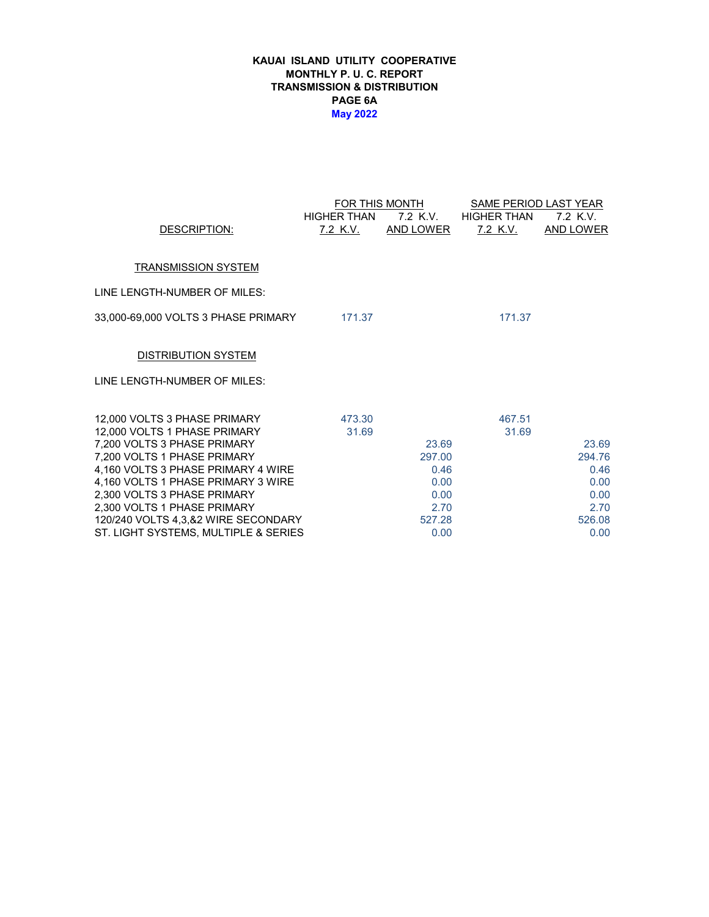# KAUAI ISLAND UTILITY COOPERATIVE
## MONTHLY P. U. C. REPORT
## TRANSMISSION & DISTRIBUTION
## PAGE 6A
## May 2022

| DESCRIPTION: | FOR THIS MONTH HIGHER THAN 7.2 K.V. | FOR THIS MONTH 7.2 K.V. AND LOWER | SAME PERIOD LAST YEAR HIGHER THAN 7.2 K.V. | SAME PERIOD LAST YEAR 7.2 K.V. AND LOWER |
|---|---|---|---|---|
| **TRANSMISSION SYSTEM** | | | | |
| LINE LENGTH-NUMBER OF MILES: | | | | |
| 33,000-69,000 VOLTS 3 PHASE PRIMARY | 171.37 | | 171.37 | |
| **DISTRIBUTION SYSTEM** | | | | |
| LINE LENGTH-NUMBER OF MILES: | | | | |
| 12,000 VOLTS 3 PHASE PRIMARY | 473.30 | | 467.51 | |
| 12,000 VOLTS 1 PHASE PRIMARY | 31.69 | | 31.69 | |
| 7,200 VOLTS 3 PHASE PRIMARY | | 23.69 | | 23.69 |
| 7,200 VOLTS 1 PHASE PRIMARY | | 297.00 | | 294.76 |
| 4,160 VOLTS 3 PHASE PRIMARY 4 WIRE | | 0.46 | | 0.46 |
| 4,160 VOLTS 1 PHASE PRIMARY 3 WIRE | | 0.00 | | 0.00 |
| 2,300 VOLTS 3 PHASE PRIMARY | | 0.00 | | 0.00 |
| 2,300 VOLTS 1 PHASE PRIMARY | | 2.70 | | 2.70 |
| 120/240 VOLTS 4,3,&2 WIRE SECONDARY | | 527.28 | | 526.08 |
| ST. LIGHT SYSTEMS, MULTIPLE & SERIES | | 0.00 | | 0.00 |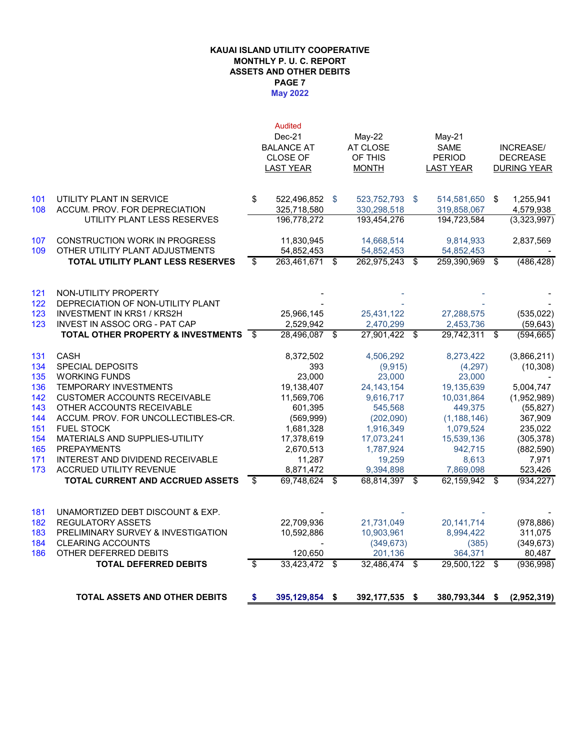**KAUAI ISLAND UTILITY COOPERATIVE**
**MONTHLY P. U. C. REPORT**
**ASSETS AND OTHER DEBITS**
**PAGE 7**
**May 2022**

| | | Audited Dec-21 BALANCE AT CLOSE OF LAST YEAR | May-22 AT CLOSE OF THIS MONTH | May-21 SAME PERIOD LAST YEAR | INCREASE/ DECREASE DURING YEAR |
|---|---|---|---|---|---|
| 101 | UTILITY PLANT IN SERVICE | $ 522,496,852 | $ 523,752,793 | $ 514,581,650 | $ 1,255,941 |
| 108 | ACCUM. PROV. FOR DEPRECIATION | 325,718,580 | 330,298,518 | 319,858,067 | 4,579,938 |
| | UTILITY PLANT LESS RESERVES | 196,778,272 | 193,454,276 | 194,723,584 | (3,323,997) |
| 107 | CONSTRUCTION WORK IN PROGRESS | 11,830,945 | 14,668,514 | 9,814,933 | 2,837,569 |
| 109 | OTHER UTILITY PLANT ADJUSTMENTS | 54,852,453 | 54,852,453 | 54,852,453 | - |
| | **TOTAL UTILITY PLANT LESS RESERVES** | $ 263,461,671 | $ 262,975,243 | $ 259,390,969 | $ (486,428) |
| 121 | NON-UTILITY PROPERTY | - | - | - | - |
| 122 | DEPRECIATION OF NON-UTILITY PLANT | - | - | - | - |
| 123 | INVESTMENT IN KRS1 / KRS2H | 25,966,145 | 25,431,122 | 27,288,575 | (535,022) |
| 123 | INVEST IN ASSOC ORG - PAT CAP | 2,529,942 | 2,470,299 | 2,453,736 | (59,643) |
| | **TOTAL OTHER PROPERTY & INVESTMENTS** | $ 28,496,087 | $ 27,901,422 | $ 29,742,311 | $ (594,665) |
| 131 | CASH | 8,372,502 | 4,506,292 | 8,273,422 | (3,866,211) |
| 134 | SPECIAL DEPOSITS | 393 | (9,915) | (4,297) | (10,308) |
| 135 | WORKING FUNDS | 23,000 | 23,000 | 23,000 | - |
| 136 | TEMPORARY INVESTMENTS | 19,138,407 | 24,143,154 | 19,135,639 | 5,004,747 |
| 142 | CUSTOMER ACCOUNTS RECEIVABLE | 11,569,706 | 9,616,717 | 10,031,864 | (1,952,989) |
| 143 | OTHER ACCOUNTS RECEIVABLE | 601,395 | 545,568 | 449,375 | (55,827) |
| 144 | ACCUM. PROV. FOR UNCOLLECTIBLES-CR. | (569,999) | (202,090) | (1,188,146) | 367,909 |
| 151 | FUEL STOCK | 1,681,328 | 1,916,349 | 1,079,524 | 235,022 |
| 154 | MATERIALS AND SUPPLIES-UTILITY | 17,378,619 | 17,073,241 | 15,539,136 | (305,378) |
| 165 | PREPAYMENTS | 2,670,513 | 1,787,924 | 942,715 | (882,590) |
| 171 | INTEREST AND DIVIDEND RECEIVABLE | 11,287 | 19,259 | 8,613 | 7,971 |
| 173 | ACCRUED UTILITY REVENUE | 8,871,472 | 9,394,898 | 7,869,098 | 523,426 |
| | **TOTAL CURRENT AND ACCRUED ASSETS** | $ 69,748,624 | $ 68,814,397 | $ 62,159,942 | $ (934,227) |
| 181 | UNAMORTIZED DEBT DISCOUNT & EXP. | - | - | - | - |
| 182 | REGULATORY ASSETS | 22,709,936 | 21,731,049 | 20,141,714 | (978,886) |
| 183 | PRELIMINARY SURVEY & INVESTIGATION | 10,592,886 | 10,903,961 | 8,994,422 | 311,075 |
| 184 | CLEARING ACCOUNTS | - | (349,673) | (385) | (349,673) |
| 186 | OTHER DEFERRED DEBITS | 120,650 | 201,136 | 364,371 | 80,487 |
| | **TOTAL DEFERRED DEBITS** | $ 33,423,472 | $ 32,486,474 | $ 29,500,122 | $ (936,998) |
| | **TOTAL ASSETS AND OTHER DEBITS** | **$ 395,129,854** | **$ 392,177,535** | **$ 380,793,344** | **$ (2,952,319)** |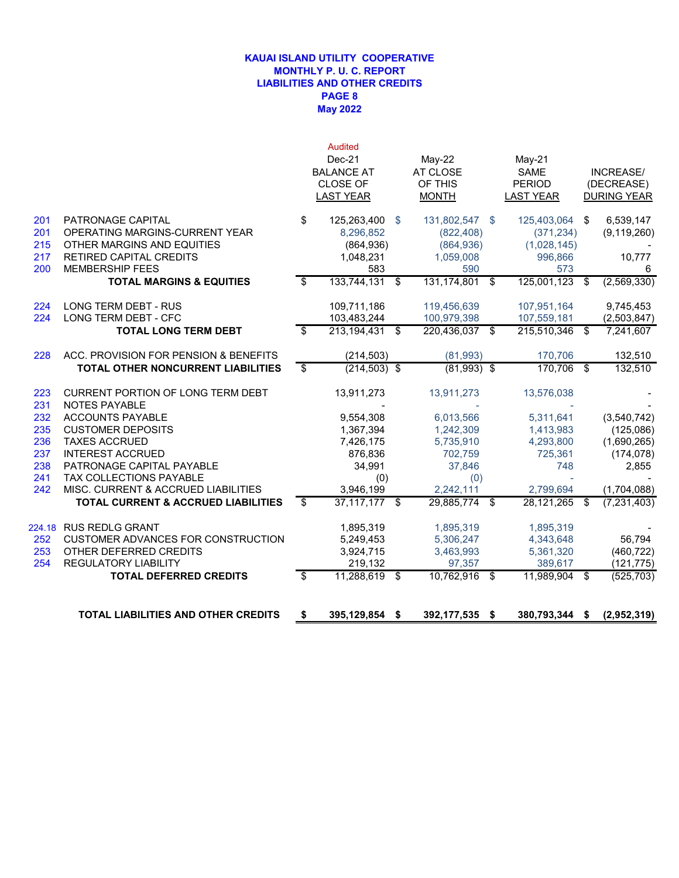# KAUAI ISLAND UTILITY COOPERATIVE
## MONTHLY P. U. C. REPORT
## LIABILITIES AND OTHER CREDITS
## PAGE 8
## May 2022

| | | Audited Dec-21 BALANCE AT CLOSE OF LAST YEAR | May-22 AT CLOSE OF THIS MONTH | May-21 SAME PERIOD LAST YEAR | INCREASE/ (DECREASE) DURING YEAR |
|---|---|---|---|---|---|
| 201 | PATRONAGE CAPITAL | $ 125,263,400 | $ 131,802,547 | $ 125,403,064 | $ 6,539,147 |
| 201 | OPERATING MARGINS-CURRENT YEAR | 8,296,852 | (822,408) | (371,234) | (9,119,260) |
| 215 | OTHER MARGINS AND EQUITIES | (864,936) | (864,936) | (1,028,145) | - |
| 217 | RETIRED CAPITAL CREDITS | 1,048,231 | 1,059,008 | 996,866 | 10,777 |
| 200 | MEMBERSHIP FEES | 583 | 590 | 573 | 6 |
| | **TOTAL MARGINS & EQUITIES** | $ 133,744,131 | $ 131,174,801 | $ 125,001,123 | $ (2,569,330) |
| 224 | LONG TERM DEBT - RUS | 109,711,186 | 119,456,639 | 107,951,164 | 9,745,453 |
| 224 | LONG TERM DEBT - CFC | 103,483,244 | 100,979,398 | 107,559,181 | (2,503,847) |
| | **TOTAL LONG TERM DEBT** | $ 213,194,431 | $ 220,436,037 | $ 215,510,346 | $ 7,241,607 |
| 228 | ACC. PROVISION FOR PENSION & BENEFITS | (214,503) | (81,993) | 170,706 | 132,510 |
| | **TOTAL OTHER NONCURRENT LIABILITIES** | $ (214,503) | $ (81,993) | $ 170,706 | $ 132,510 |
| 223 | CURRENT PORTION OF LONG TERM DEBT | 13,911,273 | 13,911,273 | 13,576,038 | - |
| 231 | NOTES PAYABLE | - | - | - | - |
| 232 | ACCOUNTS PAYABLE | 9,554,308 | 6,013,566 | 5,311,641 | (3,540,742) |
| 235 | CUSTOMER DEPOSITS | 1,367,394 | 1,242,309 | 1,413,983 | (125,086) |
| 236 | TAXES ACCRUED | 7,426,175 | 5,735,910 | 4,293,800 | (1,690,265) |
| 237 | INTEREST ACCRUED | 876,836 | 702,759 | 725,361 | (174,078) |
| 238 | PATRONAGE CAPITAL PAYABLE | 34,991 | 37,846 | 748 | 2,855 |
| 241 | TAX COLLECTIONS PAYABLE | (0) | (0) | - | - |
| 242 | MISC. CURRENT & ACCRUED LIABILITIES | 3,946,199 | 2,242,111 | 2,799,694 | (1,704,088) |
| | **TOTAL CURRENT & ACCRUED LIABILITIES** | $ 37,117,177 | $ 29,885,774 | $ 28,121,265 | $ (7,231,403) |
| 224.18 | RUS REDLG GRANT | 1,895,319 | 1,895,319 | 1,895,319 | - |
| 252 | CUSTOMER ADVANCES FOR CONSTRUCTION | 5,249,453 | 5,306,247 | 4,343,648 | 56,794 |
| 253 | OTHER DEFERRED CREDITS | 3,924,715 | 3,463,993 | 5,361,320 | (460,722) |
| 254 | REGULATORY LIABILITY | 219,132 | 97,357 | 389,617 | (121,775) |
| | **TOTAL DEFERRED CREDITS** | $ 11,288,619 | $ 10,762,916 | $ 11,989,904 | $ (525,703) |
| | **TOTAL LIABILITIES AND OTHER CREDITS** | **$ 395,129,854** | **$ 392,177,535** | **$ 380,793,344** | **$ (2,952,319)** |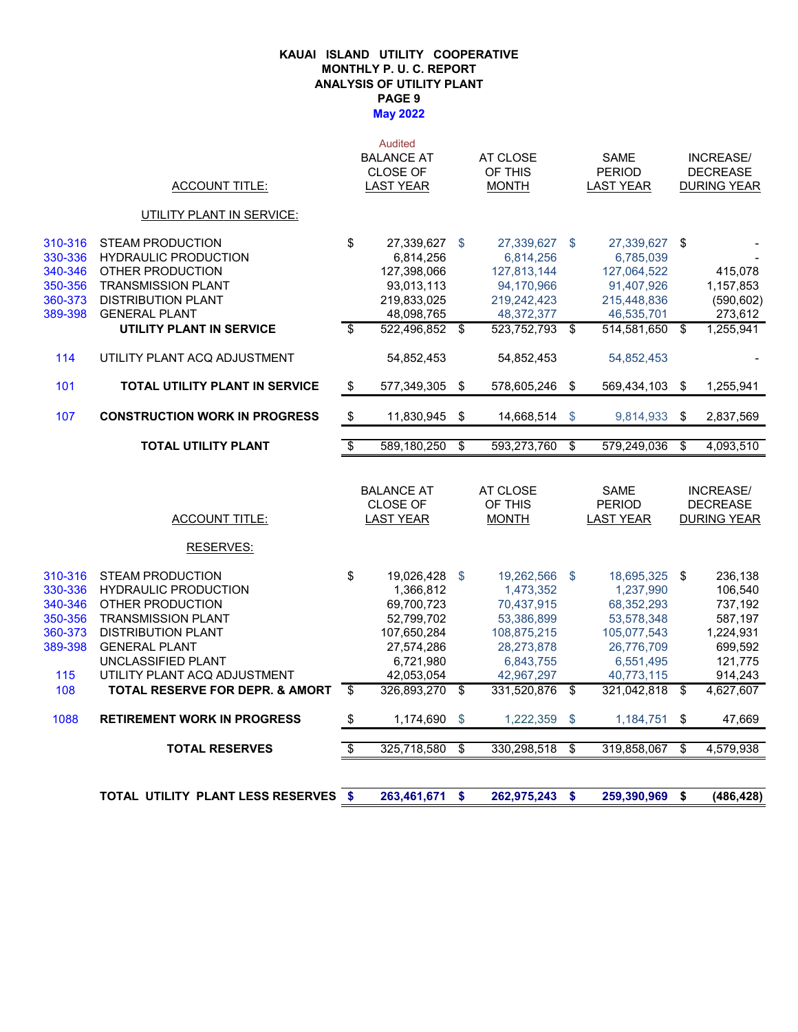# KAUAI ISLAND UTILITY COOPERATIVE
## MONTHLY P. U. C. REPORT
## ANALYSIS OF UTILITY PLANT
## PAGE 9
## May 2022

| | ACCOUNT TITLE: | Audited BALANCE AT CLOSE OF LAST YEAR | AT CLOSE OF THIS MONTH | SAME PERIOD LAST YEAR | INCREASE/ DECREASE DURING YEAR |
|---|---|---|---|---|---|
| | UTILITY PLANT IN SERVICE: | | | | |
| 310-316 | STEAM PRODUCTION | $ 27,339,627 | $ 27,339,627 | $ 27,339,627 | $ - |
| 330-336 | HYDRAULIC PRODUCTION | 6,814,256 | 6,814,256 | 6,785,039 | - |
| 340-346 | OTHER PRODUCTION | 127,398,066 | 127,813,144 | 127,064,522 | 415,078 |
| 350-356 | TRANSMISSION PLANT | 93,013,113 | 94,170,966 | 91,407,926 | 1,157,853 |
| 360-373 | DISTRIBUTION PLANT | 219,833,025 | 219,242,423 | 215,448,836 | (590,602) |
| 389-398 | GENERAL PLANT | 48,098,765 | 48,372,377 | 46,535,701 | 273,612 |
| | **UTILITY PLANT IN SERVICE** | $ 522,496,852 | $ 523,752,793 | $ 514,581,650 | $ 1,255,941 |
| 114 | UTILITY PLANT ACQ ADJUSTMENT | 54,852,453 | 54,852,453 | 54,852,453 | - |
| 101 | **TOTAL UTILITY PLANT IN SERVICE** | $ 577,349,305 | $ 578,605,246 | $ 569,434,103 | $ 1,255,941 |
| 107 | **CONSTRUCTION WORK IN PROGRESS** | $ 11,830,945 | $ 14,668,514 | $ 9,814,933 | $ 2,837,569 |
| | **TOTAL UTILITY PLANT** | $ 589,180,250 | $ 593,273,760 | $ 579,249,036 | $ 4,093,510 |

| | ACCOUNT TITLE: | BALANCE AT CLOSE OF LAST YEAR | AT CLOSE OF THIS MONTH | SAME PERIOD LAST YEAR | INCREASE/ DECREASE DURING YEAR |
|---|---|---|---|---|---|
| | RESERVES: | | | | |
| 310-316 | STEAM PRODUCTION | $ 19,026,428 | $ 19,262,566 | $ 18,695,325 | $ 236,138 |
| 330-336 | HYDRAULIC PRODUCTION | 1,366,812 | 1,473,352 | 1,237,990 | 106,540 |
| 340-346 | OTHER PRODUCTION | 69,700,723 | 70,437,915 | 68,352,293 | 737,192 |
| 350-356 | TRANSMISSION PLANT | 52,799,702 | 53,386,899 | 53,578,348 | 587,197 |
| 360-373 | DISTRIBUTION PLANT | 107,650,284 | 108,875,215 | 105,077,543 | 1,224,931 |
| 389-398 | GENERAL PLANT | 27,574,286 | 28,273,878 | 26,776,709 | 699,592 |
| | UNCLASSIFIED PLANT | 6,721,980 | 6,843,755 | 6,551,495 | 121,775 |
| 115 | UTILITY PLANT ACQ ADJUSTMENT | 42,053,054 | 42,967,297 | 40,773,115 | 914,243 |
| 108 | **TOTAL RESERVE FOR DEPR. & AMORT** | $ 326,893,270 | $ 331,520,876 | $ 321,042,818 | $ 4,627,607 |
| 1088 | **RETIREMENT WORK IN PROGRESS** | $ 1,174,690 | $ 1,222,359 | $ 1,184,751 | $ 47,669 |
| | **TOTAL RESERVES** | $ 325,718,580 | $ 330,298,518 | $ 319,858,067 | $ 4,579,938 |
| | **TOTAL UTILITY PLANT LESS RESERVES** | **$ 263,461,671** | **$ 262,975,243** | **$ 259,390,969** | **$ (486,428)** |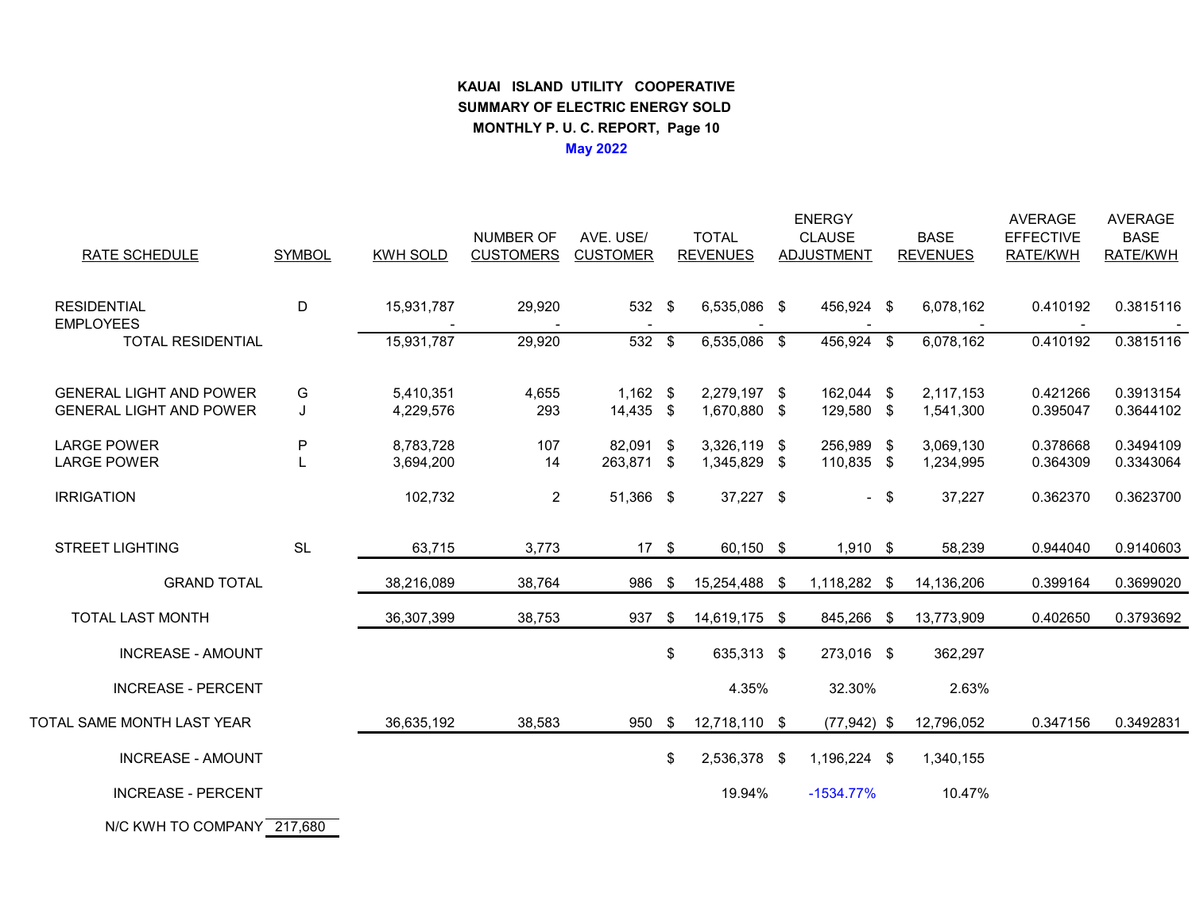**KAUAI ISLAND UTILITY COOPERATIVE**
**SUMMARY OF ELECTRIC ENERGY SOLD**
**MONTHLY P. U. C. REPORT, Page 10**
**May 2022**

| RATE SCHEDULE | SYMBOL | KWH SOLD | NUMBER OF CUSTOMERS | AVE. USE/ CUSTOMER | TOTAL REVENUES | ENERGY CLAUSE ADJUSTMENT | BASE REVENUES | AVERAGE EFFECTIVE RATE/KWH | AVERAGE BASE RATE/KWH |
|---|---|---|---|---|---|---|---|---|---|
| RESIDENTIAL | D | 15,931,787 | 29,920 | 532 | $ 6,535,086 | $ 456,924 | $ 6,078,162 | 0.410192 | 0.3815116 |
| EMPLOYEES | | - | - | - | - | - | - | - | - |
| TOTAL RESIDENTIAL | | 15,931,787 | 29,920 | 532 | $ 6,535,086 | $ 456,924 | $ 6,078,162 | 0.410192 | 0.3815116 |
| GENERAL LIGHT AND POWER | G | 5,410,351 | 4,655 | 1,162 | $ 2,279,197 | $ 162,044 | $ 2,117,153 | 0.421266 | 0.3913154 |
| GENERAL LIGHT AND POWER | J | 4,229,576 | 293 | 14,435 | $ 1,670,880 | $ 129,580 | $ 1,541,300 | 0.395047 | 0.3644102 |
| LARGE POWER | P | 8,783,728 | 107 | 82,091 | $ 3,326,119 | $ 256,989 | $ 3,069,130 | 0.378668 | 0.3494109 |
| LARGE POWER | L | 3,694,200 | 14 | 263,871 | $ 1,345,829 | $ 110,835 | $ 1,234,995 | 0.364309 | 0.3343064 |
| IRRIGATION | | 102,732 | 2 | 51,366 | $ 37,227 | $ - | $ 37,227 | 0.362370 | 0.3623700 |
| STREET LIGHTING | SL | 63,715 | 3,773 | 17 | $ 60,150 | $ 1,910 | $ 58,239 | 0.944040 | 0.9140603 |
| GRAND TOTAL | | 38,216,089 | 38,764 | 986 | $ 15,254,488 | $ 1,118,282 | $ 14,136,206 | 0.399164 | 0.3699020 |
| TOTAL LAST MONTH | | 36,307,399 | 38,753 | 937 | $ 14,619,175 | $ 845,266 | $ 13,773,909 | 0.402650 | 0.3793692 |
| INCREASE - AMOUNT | | | | | $ 635,313 | $ 273,016 | $ 362,297 | | |
| INCREASE - PERCENT | | | | | 4.35% | 32.30% | 2.63% | | |
| TOTAL SAME MONTH LAST YEAR | | 36,635,192 | 38,583 | 950 | $ 12,718,110 | $ (77,942) | $ 12,796,052 | 0.347156 | 0.3492831 |
| INCREASE - AMOUNT | | | | | $ 2,536,378 | $ 1,196,224 | $ 1,340,155 | | |
| INCREASE - PERCENT | | | | | 19.94% | -1534.77% | 10.47% | | |

N/C KWH TO COMPANY 217,680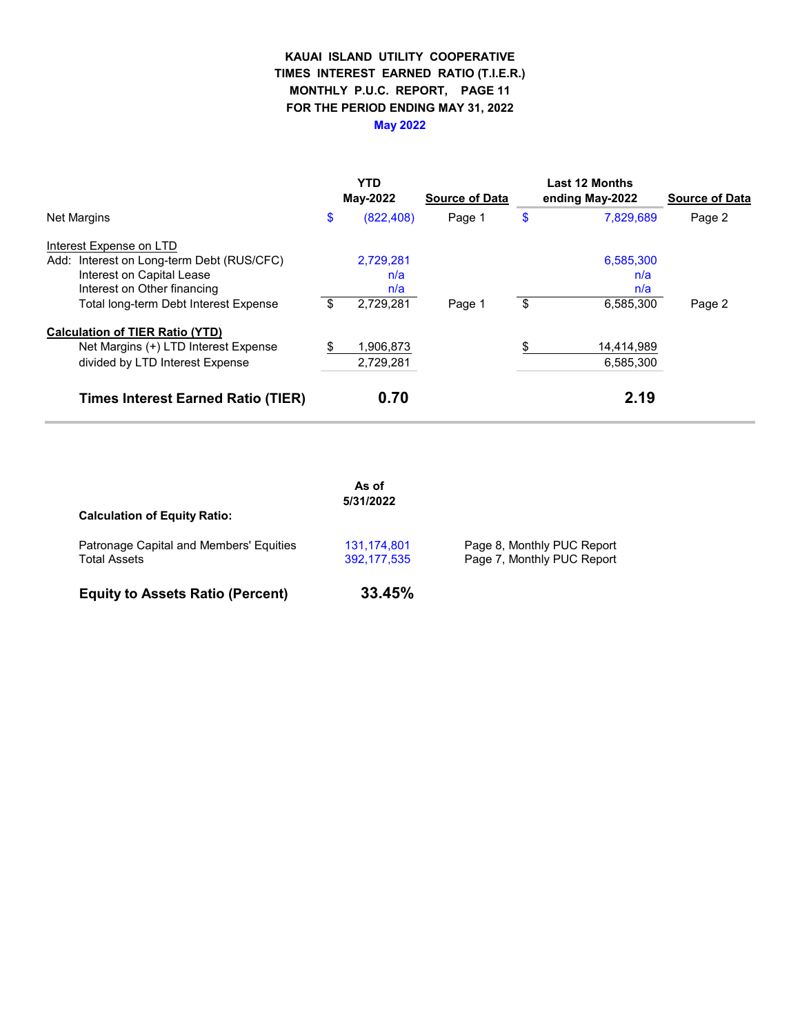# KAUAI ISLAND UTILITY COOPERATIVE
## TIMES INTEREST EARNED RATIO (T.I.E.R.)
## MONTHLY P.U.C. REPORT, PAGE 11
## FOR THE PERIOD ENDING MAY 31, 2022
### May 2022

| | YTD May-2022 | Source of Data | Last 12 Months ending May-2022 | Source of Data |
|---|---|---|---|---|
| Net Margins | $ (822,408) | Page 1 | $ 7,829,689 | Page 2 |
| Interest Expense on LTD | | | | |
| Add: Interest on Long-term Debt (RUS/CFC) | 2,729,281 | | 6,585,300 | |
| Interest on Capital Lease | n/a | | n/a | |
| Interest on Other financing | n/a | | n/a | |
| Total long-term Debt Interest Expense | $ 2,729,281 | Page 1 | $ 6,585,300 | Page 2 |
| **Calculation of TIER Ratio (YTD)** | | | | |
| Net Margins (+) LTD Interest Expense | $ 1,906,873 | | $ 14,414,989 | |
| divided by LTD Interest Expense | 2,729,281 | | 6,585,300 | |
| **Times Interest Earned Ratio (TIER)** | **0.70** | | **2.19** | |

| **Calculation of Equity Ratio:** | As of 5/31/2022 | |
|---|---|---|
| Patronage Capital and Members' Equities | 131,174,801 | Page 8, Monthly PUC Report |
| Total Assets | 392,177,535 | Page 7, Monthly PUC Report |
| **Equity to Assets Ratio (Percent)** | **33.45%** | |